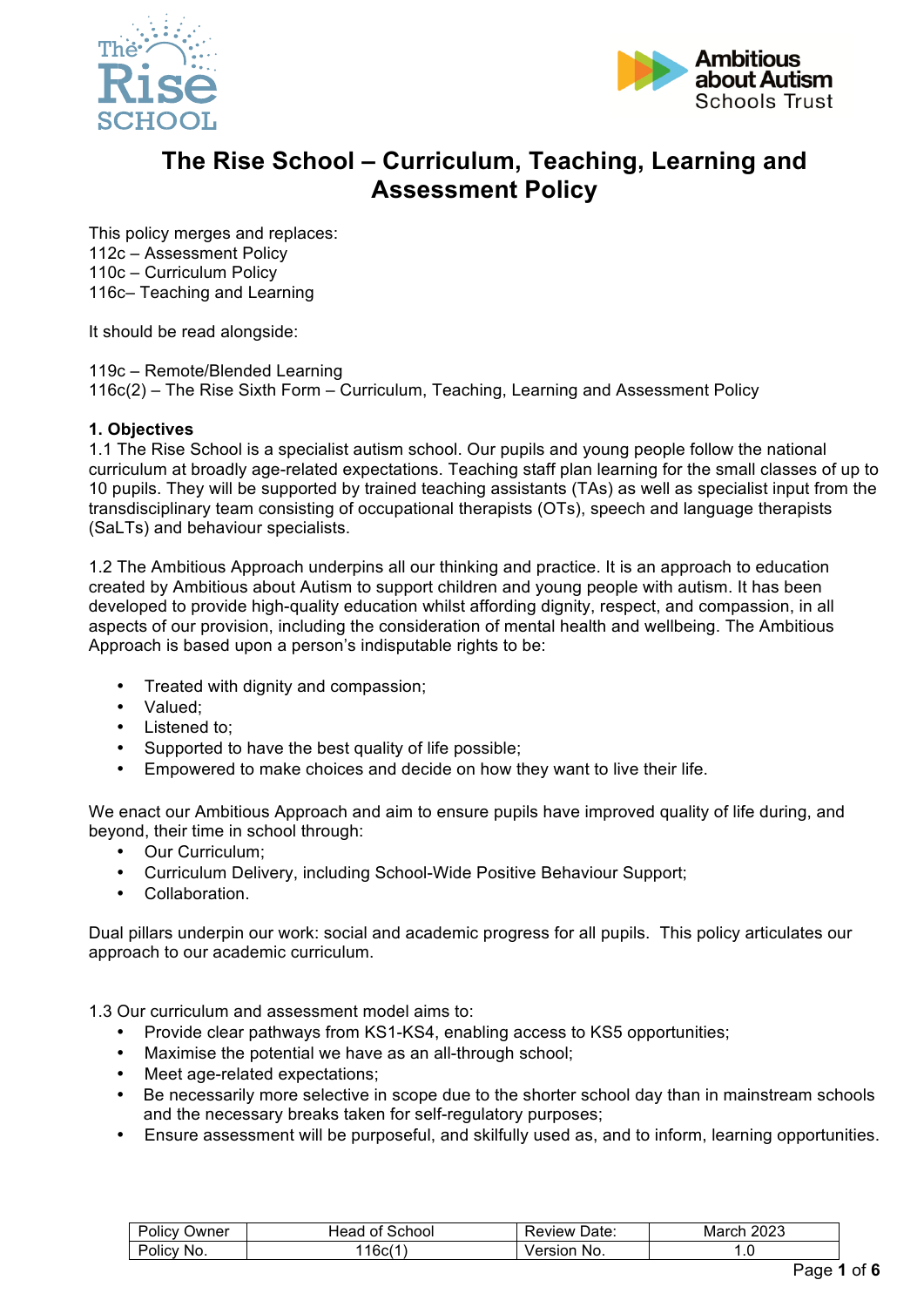# The Rise School – Curriculum, Teaching, Learning and Assessment Policy

This policy merges and replaces:
112c – Assessment Policy
110c – Curriculum Policy
116c– Teaching and Learning

It should be read alongside:

119c – Remote/Blended Learning
116c(2) – The Rise Sixth Form – Curriculum, Teaching, Learning and Assessment Policy

**1. Objectives**

1.1 The Rise School is a specialist autism school. Our pupils and young people follow the national curriculum at broadly age-related expectations. Teaching staff plan learning for the small classes of up to 10 pupils. They will be supported by trained teaching assistants (TAs) as well as specialist input from the transdisciplinary team consisting of occupational therapists (OTs), speech and language therapists (SaLTs) and behaviour specialists.

1.2 The Ambitious Approach underpins all our thinking and practice. It is an approach to education created by Ambitious about Autism to support children and young people with autism. It has been developed to provide high-quality education whilst affording dignity, respect, and compassion, in all aspects of our provision, including the consideration of mental health and wellbeing. The Ambitious Approach is based upon a person's indisputable rights to be:

- Treated with dignity and compassion;
- Valued;
- Listened to;
- Supported to have the best quality of life possible;
- Empowered to make choices and decide on how they want to live their life.

We enact our Ambitious Approach and aim to ensure pupils have improved quality of life during, and beyond, their time in school through:

- Our Curriculum;
- Curriculum Delivery, including School-Wide Positive Behaviour Support;
- Collaboration.

Dual pillars underpin our work: social and academic progress for all pupils. This policy articulates our approach to our academic curriculum.

1.3 Our curriculum and assessment model aims to:

- Provide clear pathways from KS1-KS4, enabling access to KS5 opportunities;
- Maximise the potential we have as an all-through school;
- Meet age-related expectations;
- Be necessarily more selective in scope due to the shorter school day than in mainstream schools and the necessary breaks taken for self-regulatory purposes;
- Ensure assessment will be purposeful, and skilfully used as, and to inform, learning opportunities.

| | | | |
|---|---|---|---|
| Policy Owner | Head of School | Review Date: | March 2023 |
| Policy No. | 116c(1) | Version No. | 1.0 |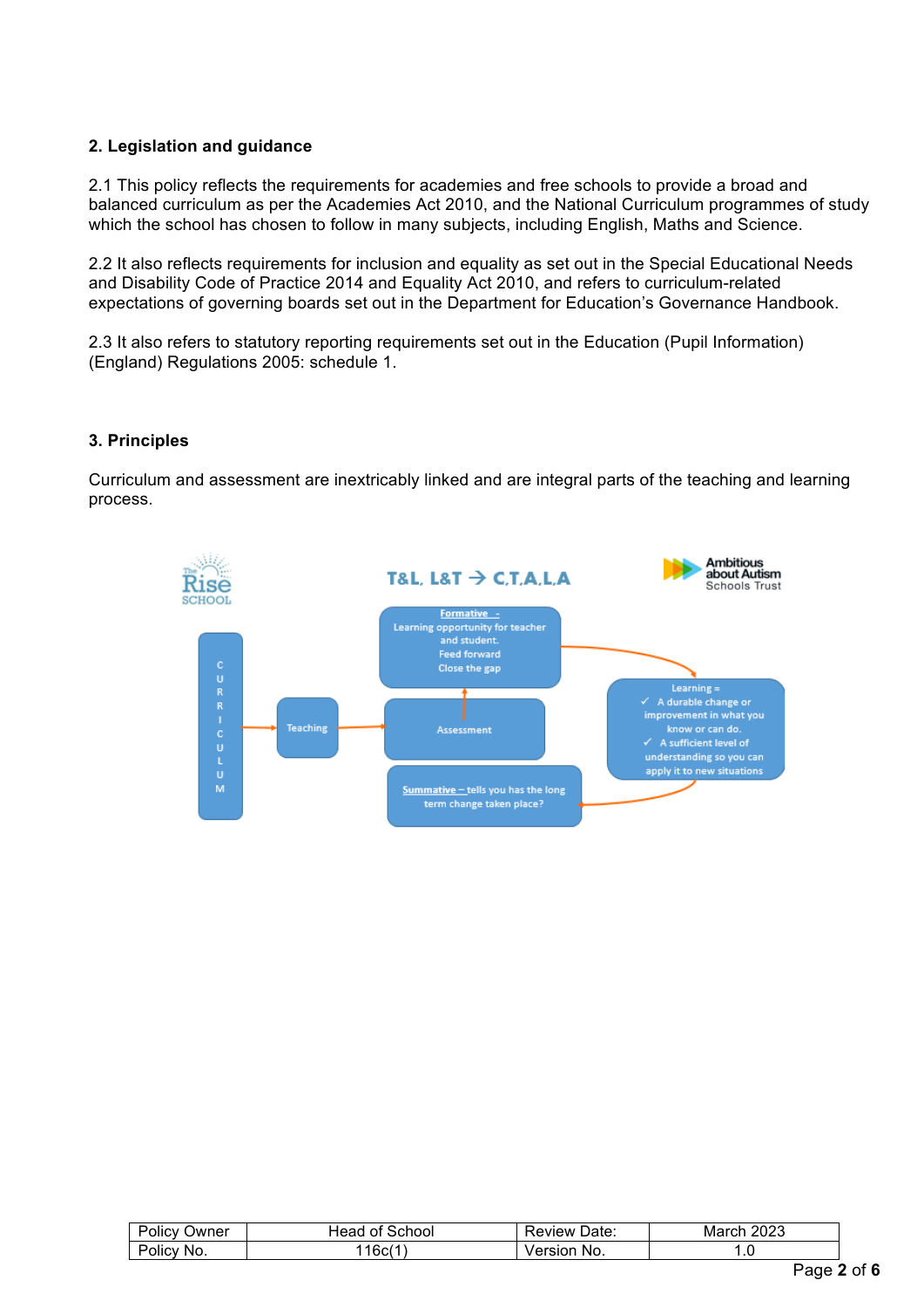## 2. Legislation and guidance

2.1 This policy reflects the requirements for academies and free schools to provide a broad and balanced curriculum as per the Academies Act 2010, and the National Curriculum programmes of study which the school has chosen to follow in many subjects, including English, Maths and Science.

2.2 It also reflects requirements for inclusion and equality as set out in the Special Educational Needs and Disability Code of Practice 2014 and Equality Act 2010, and refers to curriculum-related expectations of governing boards set out in the Department for Education's Governance Handbook.

2.3 It also refers to statutory reporting requirements set out in the Education (Pupil Information) (England) Regulations 2005: schedule 1.

## 3. Principles

Curriculum and assessment are inextricably linked and are integral parts of the teaching and learning process.

The Rise SCHOOL

T&L, L&T → C.T.A.L.A

Ambitious about Autism Schools Trust

CURRICULUM

Teaching

Assessment

Formative – Learning opportunity for teacher and student. Feed forward Close the gap

Learning =
✓ A durable change or improvement in what you know or can do.
✓ A sufficient level of understanding so you can apply it to new situations

Summative – tells you has the long term change taken place?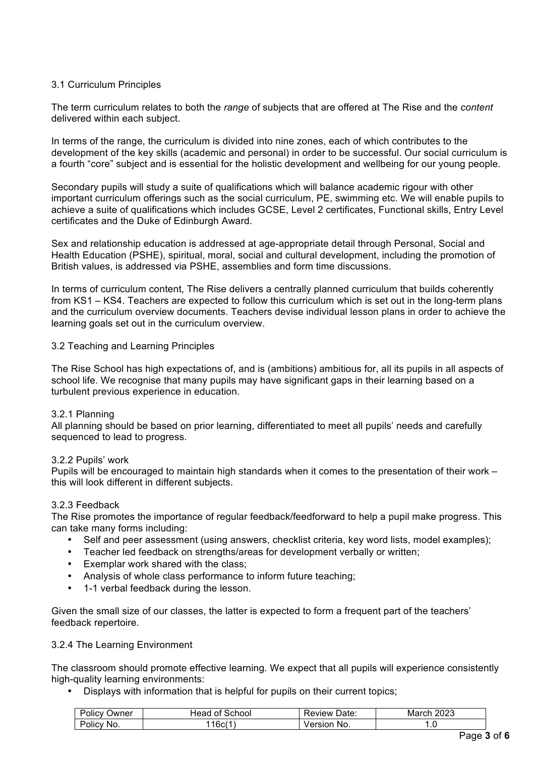### 3.1 Curriculum Principles

The term curriculum relates to both the *range* of subjects that are offered at The Rise and the *content* delivered within each subject.

In terms of the range, the curriculum is divided into nine zones, each of which contributes to the development of the key skills (academic and personal) in order to be successful. Our social curriculum is a fourth "core" subject and is essential for the holistic development and wellbeing for our young people.

Secondary pupils will study a suite of qualifications which will balance academic rigour with other important curriculum offerings such as the social curriculum, PE, swimming etc. We will enable pupils to achieve a suite of qualifications which includes GCSE, Level 2 certificates, Functional skills, Entry Level certificates and the Duke of Edinburgh Award.

Sex and relationship education is addressed at age-appropriate detail through Personal, Social and Health Education (PSHE), spiritual, moral, social and cultural development, including the promotion of British values, is addressed via PSHE, assemblies and form time discussions.

In terms of curriculum content, The Rise delivers a centrally planned curriculum that builds coherently from KS1 – KS4. Teachers are expected to follow this curriculum which is set out in the long-term plans and the curriculum overview documents. Teachers devise individual lesson plans in order to achieve the learning goals set out in the curriculum overview.

### 3.2 Teaching and Learning Principles

The Rise School has high expectations of, and is (ambitions) ambitious for, all its pupils in all aspects of school life. We recognise that many pupils may have significant gaps in their learning based on a turbulent previous experience in education.

#### 3.2.1 Planning

All planning should be based on prior learning, differentiated to meet all pupils' needs and carefully sequenced to lead to progress.

#### 3.2.2 Pupils' work

Pupils will be encouraged to maintain high standards when it comes to the presentation of their work – this will look different in different subjects.

#### 3.2.3 Feedback

The Rise promotes the importance of regular feedback/feedforward to help a pupil make progress. This can take many forms including:

- Self and peer assessment (using answers, checklist criteria, key word lists, model examples);
- Teacher led feedback on strengths/areas for development verbally or written;
- Exemplar work shared with the class;
- Analysis of whole class performance to inform future teaching;
- 1-1 verbal feedback during the lesson.

Given the small size of our classes, the latter is expected to form a frequent part of the teachers' feedback repertoire.

#### 3.2.4 The Learning Environment

The classroom should promote effective learning. We expect that all pupils will experience consistently high-quality learning environments:

- Displays with information that is helpful for pupils on their current topics;

| | | | |
|---|---|---|---|
| Policy Owner | Head of School | Review Date: | March 2023 |
| Policy No. | 116c(1) | Version No. | 1.0 |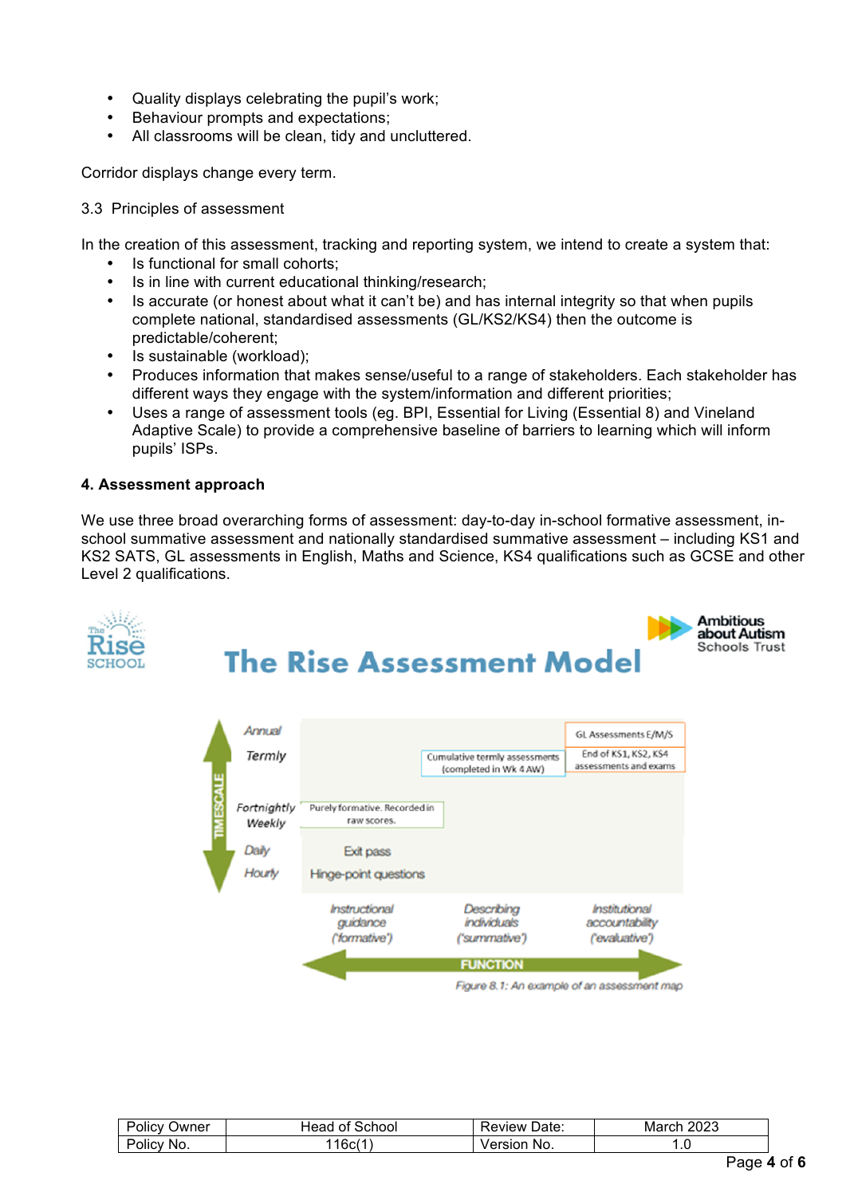- Quality displays celebrating the pupil's work;
- Behaviour prompts and expectations;
- All classrooms will be clean, tidy and uncluttered.

Corridor displays change every term.

3.3 Principles of assessment

In the creation of this assessment, tracking and reporting system, we intend to create a system that:

- Is functional for small cohorts;
- Is in line with current educational thinking/research;
- Is accurate (or honest about what it can't be) and has internal integrity so that when pupils complete national, standardised assessments (GL/KS2/KS4) then the outcome is predictable/coherent;
- Is sustainable (workload);
- Produces information that makes sense/useful to a range of stakeholders. Each stakeholder has different ways they engage with the system/information and different priorities;
- Uses a range of assessment tools (eg. BPI, Essential for Living (Essential 8) and Vineland Adaptive Scale) to provide a comprehensive baseline of barriers to learning which will inform pupils' ISPs.

**4. Assessment approach**

We use three broad overarching forms of assessment: day-to-day in-school formative assessment, in-school summative assessment and nationally standardised summative assessment – including KS1 and KS2 SATS, GL assessments in English, Maths and Science, KS4 qualifications such as GCSE and other Level 2 qualifications.

The Rise School

Ambitious about Autism Schools Trust

The Rise Assessment Model

TIMESCALE

Annual

Termly

Fortnightly

Weekly

Daily

Hourly

GL Assessments E/M/S

End of KS1, KS2, KS4 assessments and exams

Cumulative termly assessments (completed in Wk 4 AW)

Purely formative. Recorded in raw scores.

Exit pass

Hinge-point questions

Instructional guidance ('formative')

Describing individuals ('summative')

Institutional accountability ('evaluative')

FUNCTION

Figure 8.1: An example of an assessment map

| | | | |
|---|---|---|---|
| Policy Owner | Head of School | Review Date: | March 2023 |
| Policy No. | 116c(1) | Version No. | 1.0 |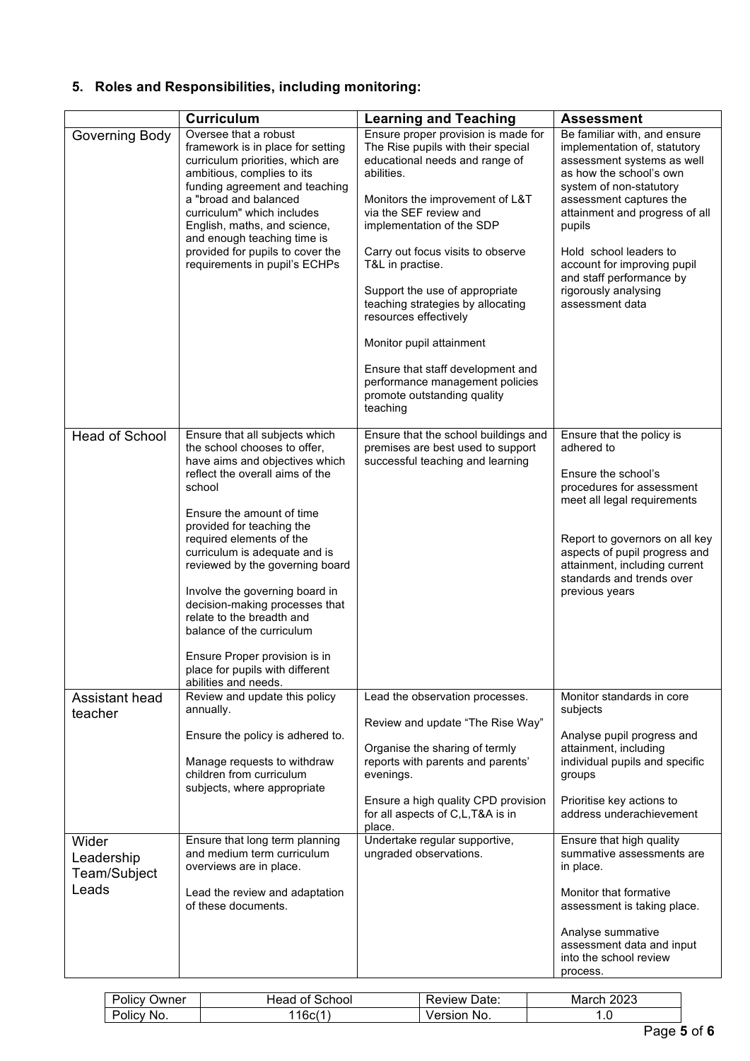## 5. Roles and Responsibilities, including monitoring:

| | Curriculum | Learning and Teaching | Assessment |
|---|---|---|---|
| Governing Body | Oversee that a robust framework is in place for setting curriculum priorities, which are ambitious, complies to its funding agreement and teaching a "broad and balanced curriculum" which includes English, maths, and science, and enough teaching time is provided for pupils to cover the requirements in pupil's ECHPs | Ensure proper provision is made for The Rise pupils with their special educational needs and range of abilities.<br><br>Monitors the improvement of L&T via the SEF review and implementation of the SDP<br><br>Carry out focus visits to observe T&L in practise.<br><br>Support the use of appropriate teaching strategies by allocating resources effectively<br><br>Monitor pupil attainment<br><br>Ensure that staff development and performance management policies promote outstanding quality teaching | Be familiar with, and ensure implementation of, statutory assessment systems as well as how the school's own system of non-statutory assessment captures the attainment and progress of all pupils<br><br>Hold school leaders to account for improving pupil and staff performance by rigorously analysing assessment data |
| Head of School | Ensure that all subjects which the school chooses to offer, have aims and objectives which reflect the overall aims of the school<br><br>Ensure the amount of time provided for teaching the required elements of the curriculum is adequate and is reviewed by the governing board<br><br>Involve the governing board in decision-making processes that relate to the breadth and balance of the curriculum<br><br>Ensure Proper provision is in place for pupils with different abilities and needs. | Ensure that the school buildings and premises are best used to support successful teaching and learning | Ensure that the policy is adhered to<br><br>Ensure the school's procedures for assessment meet all legal requirements<br><br>Report to governors on all key aspects of pupil progress and attainment, including current standards and trends over previous years |
| Assistant head teacher | Review and update this policy annually.<br><br>Ensure the policy is adhered to.<br><br>Manage requests to withdraw children from curriculum subjects, where appropriate | Lead the observation processes.<br><br>Review and update "The Rise Way"<br><br>Organise the sharing of termly reports with parents and parents' evenings.<br><br>Ensure a high quality CPD provision for all aspects of C,L,T&A is in place. | Monitor standards in core subjects<br><br>Analyse pupil progress and attainment, including individual pupils and specific groups<br><br>Prioritise key actions to address underachievement |
| Wider Leadership Team/Subject Leads | Ensure that long term planning and medium term curriculum overviews are in place.<br><br>Lead the review and adaptation of these documents. | Undertake regular supportive, ungraded observations. | Ensure that high quality summative assessments are in place.<br><br>Monitor that formative assessment is taking place.<br><br>Analyse summative assessment data and input into the school review process. |

| | | | |
|---|---|---|---|
| Policy Owner | Head of School | Review Date: | March 2023 |
| Policy No. | 116c(1) | Version No. | 1.0 |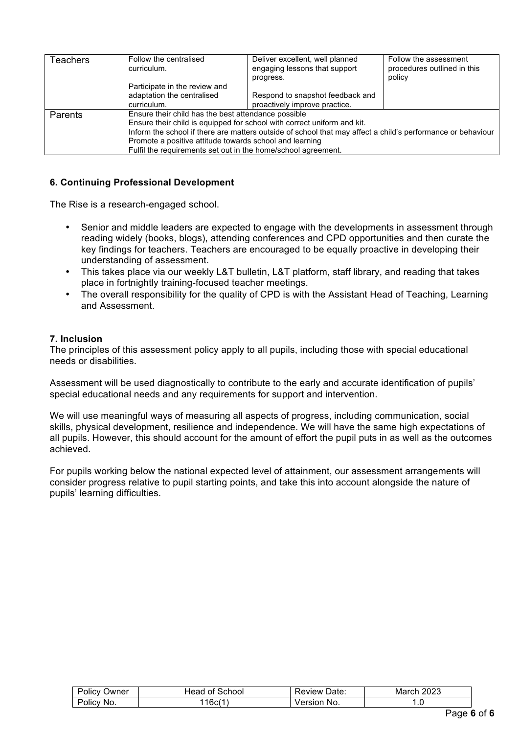| | | | |
|---|---|---|---|
| Teachers | Follow the centralised curriculum.<br><br>Participate in the review and adaptation the centralised curriculum. | Deliver excellent, well planned engaging lessons that support progress.<br><br>Respond to snapshot feedback and proactively improve practice. | Follow the assessment procedures outlined in this policy |
| Parents | Ensure their child has the best attendance possible<br>Ensure their child is equipped for school with correct uniform and kit.<br>Inform the school if there are matters outside of school that may affect a child's performance or behaviour<br>Promote a positive attitude towards school and learning<br>Fulfil the requirements set out in the home/school agreement. | | |

### 6. Continuing Professional Development

The Rise is a research-engaged school.

- Senior and middle leaders are expected to engage with the developments in assessment through reading widely (books, blogs), attending conferences and CPD opportunities and then curate the key findings for teachers. Teachers are encouraged to be equally proactive in developing their understanding of assessment.
- This takes place via our weekly L&T bulletin, L&T platform, staff library, and reading that takes place in fortnightly training-focused teacher meetings.
- The overall responsibility for the quality of CPD is with the Assistant Head of Teaching, Learning and Assessment.

### 7. Inclusion

The principles of this assessment policy apply to all pupils, including those with special educational needs or disabilities.

Assessment will be used diagnostically to contribute to the early and accurate identification of pupils' special educational needs and any requirements for support and intervention.

We will use meaningful ways of measuring all aspects of progress, including communication, social skills, physical development, resilience and independence. We will have the same high expectations of all pupils. However, this should account for the amount of effort the pupil puts in as well as the outcomes achieved.

For pupils working below the national expected level of attainment, our assessment arrangements will consider progress relative to pupil starting points, and take this into account alongside the nature of pupils' learning difficulties.